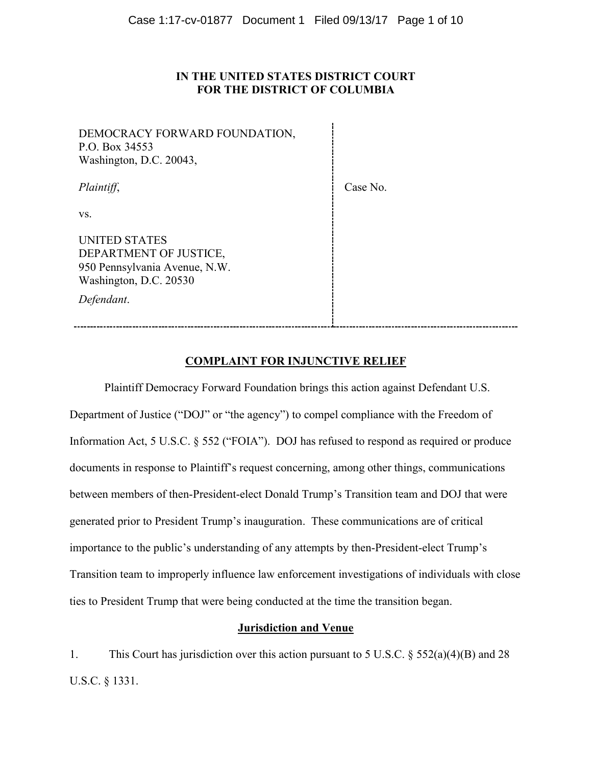**IN THE UNITED STATES DISTRICT COURT**
**FOR THE DISTRICT OF COLUMBIA**

| | |
|---|---|
| DEMOCRACY FORWARD FOUNDATION,<br>P.O. Box 34553<br>Washington, D.C. 20043,<br><br>*Plaintiff*,<br><br>vs.<br><br>UNITED STATES<br>DEPARTMENT OF JUSTICE,<br>950 Pennsylvania Avenue, N.W.<br>Washington, D.C. 20530<br><br>*Defendant*. | Case No. |

## COMPLAINT FOR INJUNCTIVE RELIEF

Plaintiff Democracy Forward Foundation brings this action against Defendant U.S. Department of Justice ("DOJ" or "the agency") to compel compliance with the Freedom of Information Act, 5 U.S.C. § 552 ("FOIA"). DOJ has refused to respond as required or produce documents in response to Plaintiff's request concerning, among other things, communications between members of then-President-elect Donald Trump's Transition team and DOJ that were generated prior to President Trump's inauguration. These communications are of critical importance to the public's understanding of any attempts by then-President-elect Trump's Transition team to improperly influence law enforcement investigations of individuals with close ties to President Trump that were being conducted at the time the transition began.

### Jurisdiction and Venue

1. This Court has jurisdiction over this action pursuant to 5 U.S.C. § 552(a)(4)(B) and 28 U.S.C. § 1331.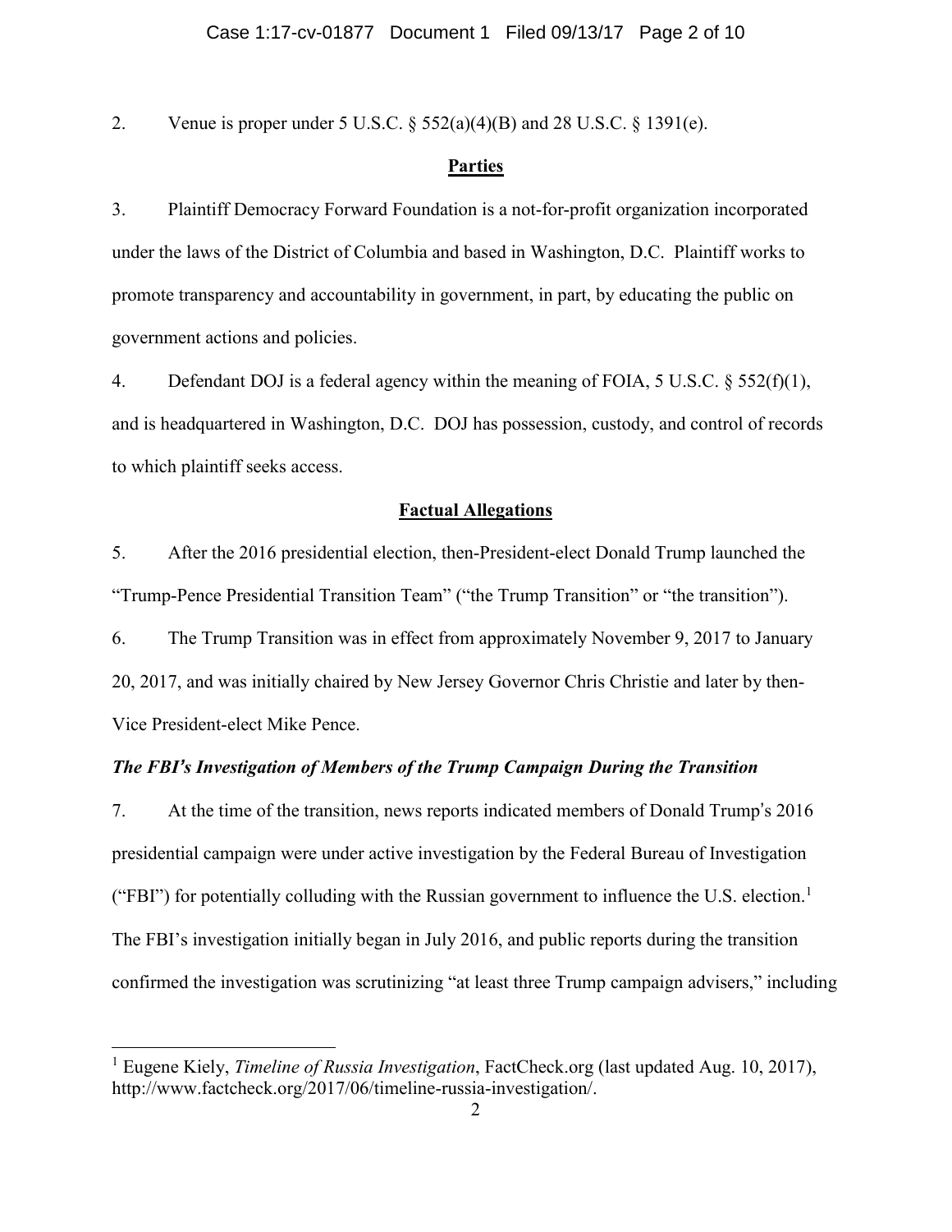2. Venue is proper under 5 U.S.C. § 552(a)(4)(B) and 28 U.S.C. § 1391(e).

## Parties

3. Plaintiff Democracy Forward Foundation is a not-for-profit organization incorporated under the laws of the District of Columbia and based in Washington, D.C. Plaintiff works to promote transparency and accountability in government, in part, by educating the public on government actions and policies.

4. Defendant DOJ is a federal agency within the meaning of FOIA, 5 U.S.C. § 552(f)(1), and is headquartered in Washington, D.C. DOJ has possession, custody, and control of records to which plaintiff seeks access.

## Factual Allegations

5. After the 2016 presidential election, then-President-elect Donald Trump launched the "Trump-Pence Presidential Transition Team" ("the Trump Transition" or "the transition").

6. The Trump Transition was in effect from approximately November 9, 2017 to January 20, 2017, and was initially chaired by New Jersey Governor Chris Christie and later by then-Vice President-elect Mike Pence.

### *The FBI's Investigation of Members of the Trump Campaign During the Transition*

7. At the time of the transition, news reports indicated members of Donald Trump's 2016 presidential campaign were under active investigation by the Federal Bureau of Investigation ("FBI") for potentially colluding with the Russian government to influence the U.S. election.[1] The FBI's investigation initially began in July 2016, and public reports during the transition confirmed the investigation was scrutinizing "at least three Trump campaign advisers," including

---

[1] Eugene Kiely, *Timeline of Russia Investigation*, FactCheck.org (last updated Aug. 10, 2017), http://www.factcheck.org/2017/06/timeline-russia-investigation/.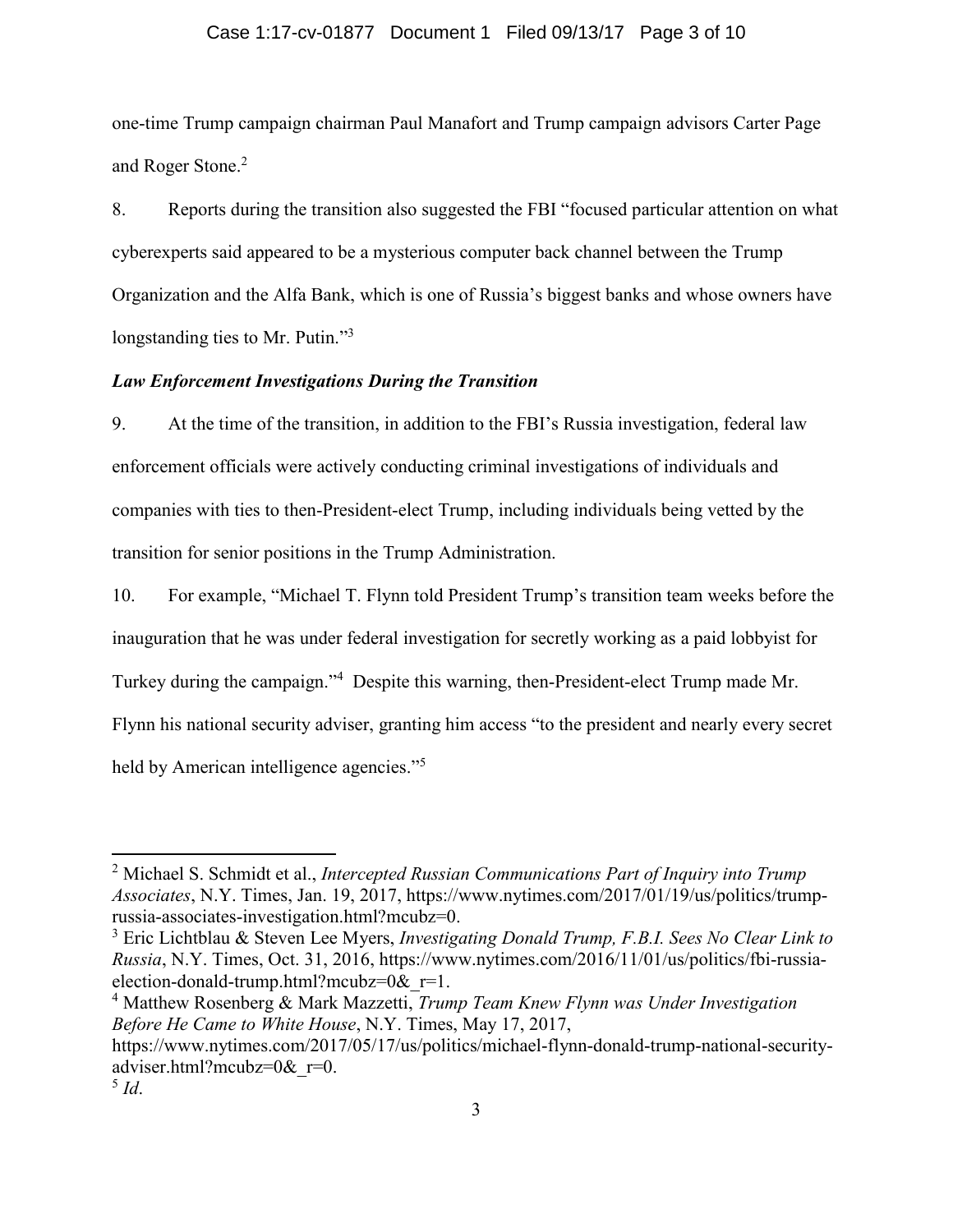one-time Trump campaign chairman Paul Manafort and Trump campaign advisors Carter Page and Roger Stone.[2]

8. Reports during the transition also suggested the FBI "focused particular attention on what cyberexperts said appeared to be a mysterious computer back channel between the Trump Organization and the Alfa Bank, which is one of Russia's biggest banks and whose owners have longstanding ties to Mr. Putin."[3]

***Law Enforcement Investigations During the Transition***

9. At the time of the transition, in addition to the FBI's Russia investigation, federal law enforcement officials were actively conducting criminal investigations of individuals and companies with ties to then-President-elect Trump, including individuals being vetted by the transition for senior positions in the Trump Administration.

10. For example, "Michael T. Flynn told President Trump's transition team weeks before the inauguration that he was under federal investigation for secretly working as a paid lobbyist for Turkey during the campaign."[4] Despite this warning, then-President-elect Trump made Mr. Flynn his national security adviser, granting him access "to the president and nearly every secret held by American intelligence agencies."[5]

---

[2] Michael S. Schmidt et al., *Intercepted Russian Communications Part of Inquiry into Trump Associates*, N.Y. Times, Jan. 19, 2017, https://www.nytimes.com/2017/01/19/us/politics/trump-russia-associates-investigation.html?mcubz=0.

[3] Eric Lichtblau & Steven Lee Myers, *Investigating Donald Trump, F.B.I. Sees No Clear Link to Russia*, N.Y. Times, Oct. 31, 2016, https://www.nytimes.com/2016/11/01/us/politics/fbi-russia-election-donald-trump.html?mcubz=0&_r=1.

[4] Matthew Rosenberg & Mark Mazzetti, *Trump Team Knew Flynn was Under Investigation Before He Came to White House*, N.Y. Times, May 17, 2017, https://www.nytimes.com/2017/05/17/us/politics/michael-flynn-donald-trump-national-security-adviser.html?mcubz=0&_r=0.

[5] *Id*.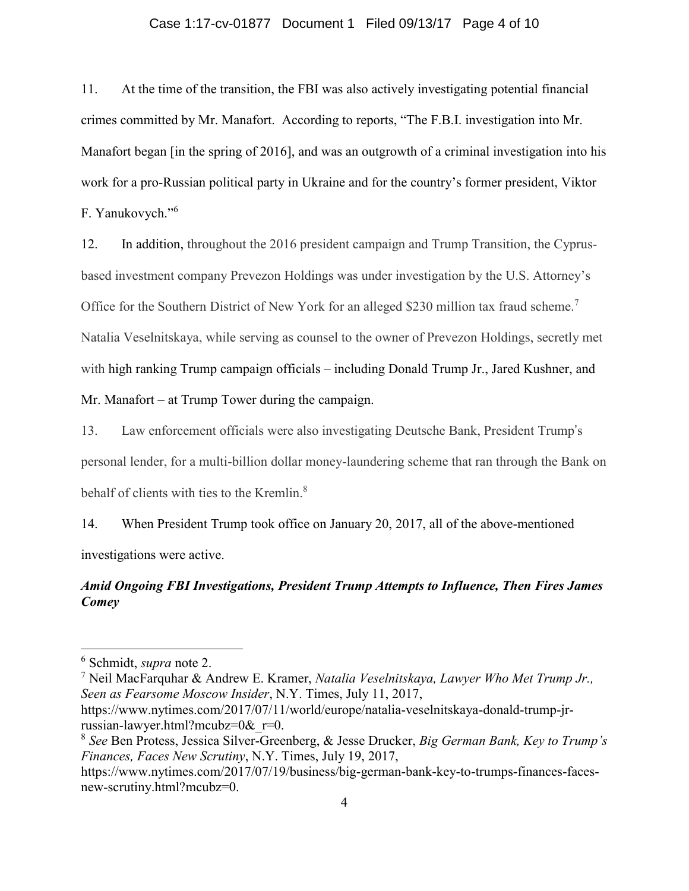11. At the time of the transition, the FBI was also actively investigating potential financial crimes committed by Mr. Manafort. According to reports, "The F.B.I. investigation into Mr. Manafort began [in the spring of 2016], and was an outgrowth of a criminal investigation into his work for a pro-Russian political party in Ukraine and for the country's former president, Viktor F. Yanukovych."[6]

12. In addition, throughout the 2016 president campaign and Trump Transition, the Cyprus-based investment company Prevezon Holdings was under investigation by the U.S. Attorney's Office for the Southern District of New York for an alleged $230 million tax fraud scheme.[7] Natalia Veselnitskaya, while serving as counsel to the owner of Prevezon Holdings, secretly met with high ranking Trump campaign officials – including Donald Trump Jr., Jared Kushner, and Mr. Manafort – at Trump Tower during the campaign.

13. Law enforcement officials were also investigating Deutsche Bank, President Trump's personal lender, for a multi-billion dollar money-laundering scheme that ran through the Bank on behalf of clients with ties to the Kremlin.[8]

14. When President Trump took office on January 20, 2017, all of the above-mentioned investigations were active.

***Amid Ongoing FBI Investigations, President Trump Attempts to Influence, Then Fires James Comey***

---

[6] Schmidt, *supra* note 2.

[7] Neil MacFarquhar & Andrew E. Kramer, *Natalia Veselnitskaya, Lawyer Who Met Trump Jr., Seen as Fearsome Moscow Insider*, N.Y. Times, July 11, 2017, https://www.nytimes.com/2017/07/11/world/europe/natalia-veselnitskaya-donald-trump-jr-russian-lawyer.html?mcubz=0&_r=0.

[8] *See* Ben Protess, Jessica Silver-Greenberg, & Jesse Drucker, *Big German Bank, Key to Trump's Finances, Faces New Scrutiny*, N.Y. Times, July 19, 2017, https://www.nytimes.com/2017/07/19/business/big-german-bank-key-to-trumps-finances-faces-new-scrutiny.html?mcubz=0.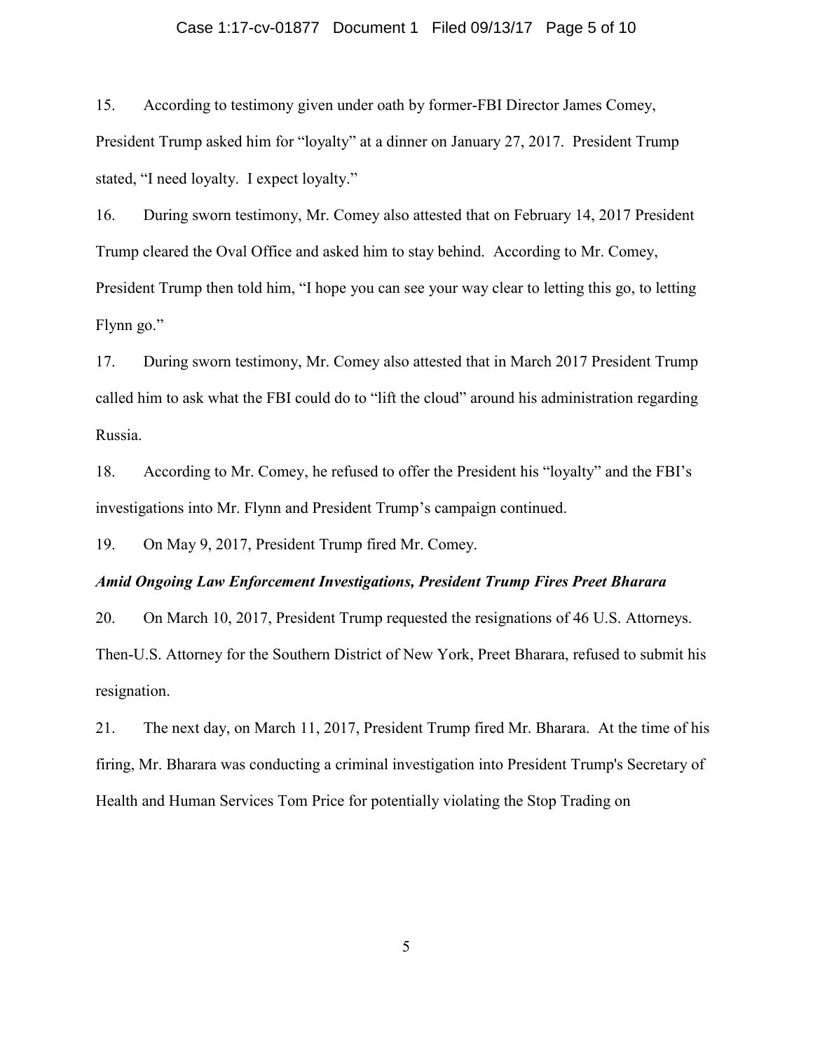15. According to testimony given under oath by former-FBI Director James Comey, President Trump asked him for "loyalty" at a dinner on January 27, 2017. President Trump stated, "I need loyalty. I expect loyalty."

16. During sworn testimony, Mr. Comey also attested that on February 14, 2017 President Trump cleared the Oval Office and asked him to stay behind. According to Mr. Comey, President Trump then told him, "I hope you can see your way clear to letting this go, to letting Flynn go."

17. During sworn testimony, Mr. Comey also attested that in March 2017 President Trump called him to ask what the FBI could do to "lift the cloud" around his administration regarding Russia.

18. According to Mr. Comey, he refused to offer the President his "loyalty" and the FBI's investigations into Mr. Flynn and President Trump's campaign continued.

19. On May 9, 2017, President Trump fired Mr. Comey.

***Amid Ongoing Law Enforcement Investigations, President Trump Fires Preet Bharara***

20. On March 10, 2017, President Trump requested the resignations of 46 U.S. Attorneys. Then-U.S. Attorney for the Southern District of New York, Preet Bharara, refused to submit his resignation.

21. The next day, on March 11, 2017, President Trump fired Mr. Bharara. At the time of his firing, Mr. Bharara was conducting a criminal investigation into President Trump's Secretary of Health and Human Services Tom Price for potentially violating the Stop Trading on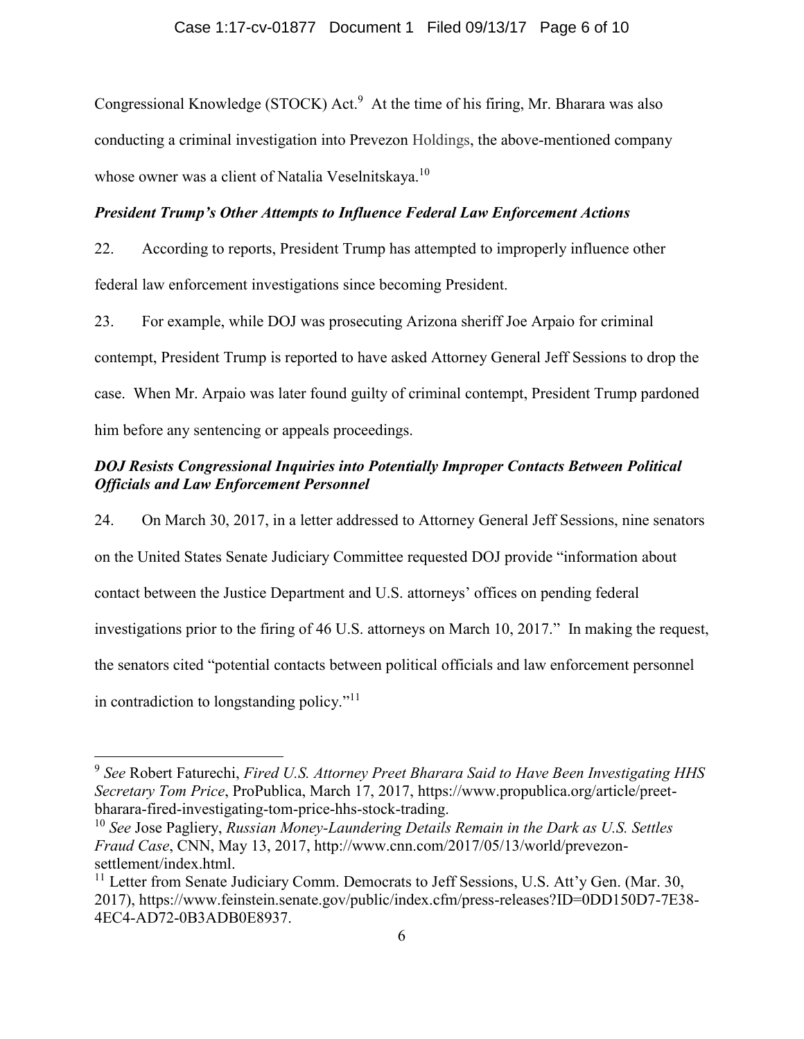Congressional Knowledge (STOCK) Act.[9] At the time of his firing, Mr. Bharara was also conducting a criminal investigation into Prevezon Holdings, the above-mentioned company whose owner was a client of Natalia Veselnitskaya.[10]

***President Trump's Other Attempts to Influence Federal Law Enforcement Actions***

22. According to reports, President Trump has attempted to improperly influence other federal law enforcement investigations since becoming President.

23. For example, while DOJ was prosecuting Arizona sheriff Joe Arpaio for criminal contempt, President Trump is reported to have asked Attorney General Jeff Sessions to drop the case. When Mr. Arpaio was later found guilty of criminal contempt, President Trump pardoned him before any sentencing or appeals proceedings.

***DOJ Resists Congressional Inquiries into Potentially Improper Contacts Between Political Officials and Law Enforcement Personnel***

24. On March 30, 2017, in a letter addressed to Attorney General Jeff Sessions, nine senators on the United States Senate Judiciary Committee requested DOJ provide "information about contact between the Justice Department and U.S. attorneys' offices on pending federal investigations prior to the firing of 46 U.S. attorneys on March 10, 2017." In making the request, the senators cited "potential contacts between political officials and law enforcement personnel in contradiction to longstanding policy."[11]

---

[9] *See* Robert Faturechi, *Fired U.S. Attorney Preet Bharara Said to Have Been Investigating HHS Secretary Tom Price*, ProPublica, March 17, 2017, https://www.propublica.org/article/preet-bharara-fired-investigating-tom-price-hhs-stock-trading.

[10] *See* Jose Pagliery, *Russian Money-Laundering Details Remain in the Dark as U.S. Settles Fraud Case*, CNN, May 13, 2017, http://www.cnn.com/2017/05/13/world/prevezon-settlement/index.html.

[11] Letter from Senate Judiciary Comm. Democrats to Jeff Sessions, U.S. Att'y Gen. (Mar. 30, 2017), https://www.feinstein.senate.gov/public/index.cfm/press-releases?ID=0DD150D7-7E38-4EC4-AD72-0B3ADB0E8937.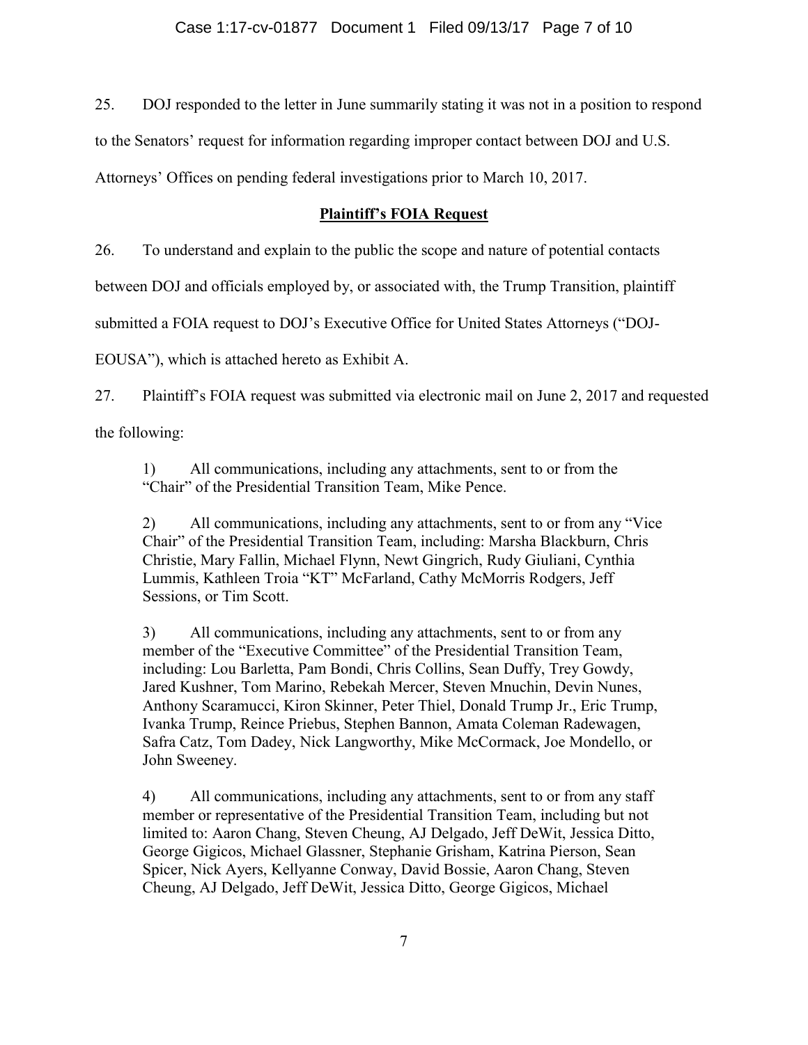25. DOJ responded to the letter in June summarily stating it was not in a position to respond to the Senators' request for information regarding improper contact between DOJ and U.S. Attorneys' Offices on pending federal investigations prior to March 10, 2017.

**Plaintiff's FOIA Request**

26. To understand and explain to the public the scope and nature of potential contacts between DOJ and officials employed by, or associated with, the Trump Transition, plaintiff submitted a FOIA request to DOJ's Executive Office for United States Attorneys ("DOJ-EOUSA"), which is attached hereto as Exhibit A.

27. Plaintiff's FOIA request was submitted via electronic mail on June 2, 2017 and requested the following:

> 1) All communications, including any attachments, sent to or from the "Chair" of the Presidential Transition Team, Mike Pence.
>
> 2) All communications, including any attachments, sent to or from any "Vice Chair" of the Presidential Transition Team, including: Marsha Blackburn, Chris Christie, Mary Fallin, Michael Flynn, Newt Gingrich, Rudy Giuliani, Cynthia Lummis, Kathleen Troia "KT" McFarland, Cathy McMorris Rodgers, Jeff Sessions, or Tim Scott.
>
> 3) All communications, including any attachments, sent to or from any member of the "Executive Committee" of the Presidential Transition Team, including: Lou Barletta, Pam Bondi, Chris Collins, Sean Duffy, Trey Gowdy, Jared Kushner, Tom Marino, Rebekah Mercer, Steven Mnuchin, Devin Nunes, Anthony Scaramucci, Kiron Skinner, Peter Thiel, Donald Trump Jr., Eric Trump, Ivanka Trump, Reince Priebus, Stephen Bannon, Amata Coleman Radewagen, Safra Catz, Tom Dadey, Nick Langworthy, Mike McCormack, Joe Mondello, or John Sweeney.
>
> 4) All communications, including any attachments, sent to or from any staff member or representative of the Presidential Transition Team, including but not limited to: Aaron Chang, Steven Cheung, AJ Delgado, Jeff DeWit, Jessica Ditto, George Gigicos, Michael Glassner, Stephanie Grisham, Katrina Pierson, Sean Spicer, Nick Ayers, Kellyanne Conway, David Bossie, Aaron Chang, Steven Cheung, AJ Delgado, Jeff DeWit, Jessica Ditto, George Gigicos, Michael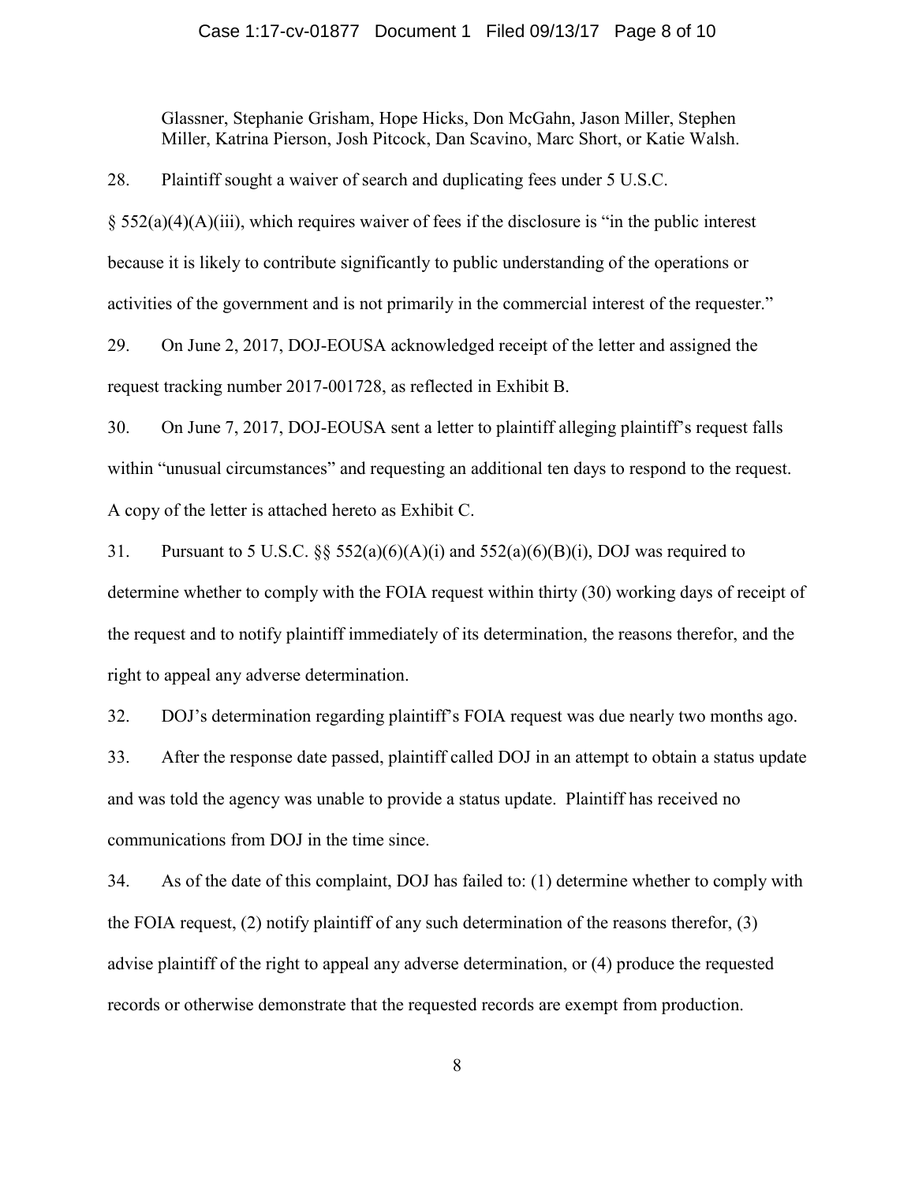Glassner, Stephanie Grisham, Hope Hicks, Don McGahn, Jason Miller, Stephen Miller, Katrina Pierson, Josh Pitcock, Dan Scavino, Marc Short, or Katie Walsh.

28. Plaintiff sought a waiver of search and duplicating fees under 5 U.S.C. § 552(a)(4)(A)(iii), which requires waiver of fees if the disclosure is "in the public interest because it is likely to contribute significantly to public understanding of the operations or activities of the government and is not primarily in the commercial interest of the requester."

29. On June 2, 2017, DOJ-EOUSA acknowledged receipt of the letter and assigned the request tracking number 2017-001728, as reflected in Exhibit B.

30. On June 7, 2017, DOJ-EOUSA sent a letter to plaintiff alleging plaintiff's request falls within "unusual circumstances" and requesting an additional ten days to respond to the request. A copy of the letter is attached hereto as Exhibit C.

31. Pursuant to 5 U.S.C. §§ 552(a)(6)(A)(i) and 552(a)(6)(B)(i), DOJ was required to determine whether to comply with the FOIA request within thirty (30) working days of receipt of the request and to notify plaintiff immediately of its determination, the reasons therefor, and the right to appeal any adverse determination.

32. DOJ's determination regarding plaintiff's FOIA request was due nearly two months ago.

33. After the response date passed, plaintiff called DOJ in an attempt to obtain a status update and was told the agency was unable to provide a status update. Plaintiff has received no communications from DOJ in the time since.

34. As of the date of this complaint, DOJ has failed to: (1) determine whether to comply with the FOIA request, (2) notify plaintiff of any such determination of the reasons therefor, (3) advise plaintiff of the right to appeal any adverse determination, or (4) produce the requested records or otherwise demonstrate that the requested records are exempt from production.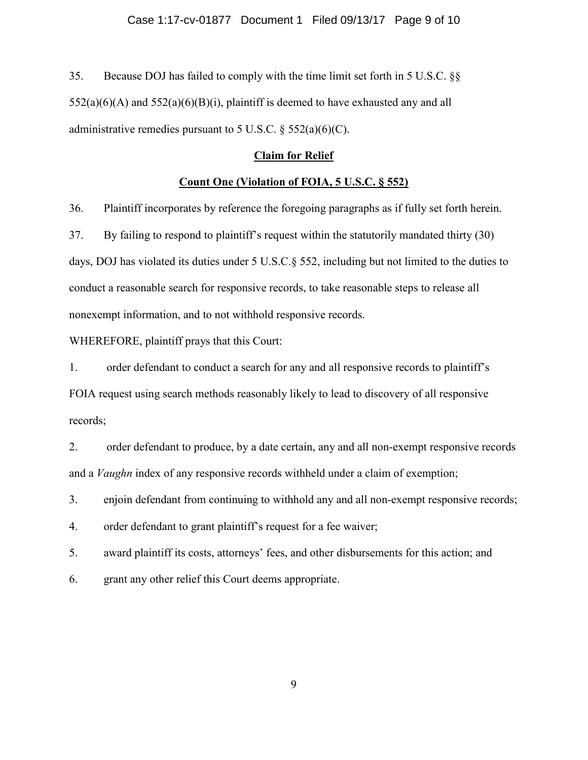35. Because DOJ has failed to comply with the time limit set forth in 5 U.S.C. §§ 552(a)(6)(A) and 552(a)(6)(B)(i), plaintiff is deemed to have exhausted any and all administrative remedies pursuant to 5 U.S.C. § 552(a)(6)(C).

## **<u>Claim for Relief</u>**

### **<u>Count One (Violation of FOIA, 5 U.S.C. § 552)</u>**

36. Plaintiff incorporates by reference the foregoing paragraphs as if fully set forth herein.

37. By failing to respond to plaintiff's request within the statutorily mandated thirty (30) days, DOJ has violated its duties under 5 U.S.C.§ 552, including but not limited to the duties to conduct a reasonable search for responsive records, to take reasonable steps to release all nonexempt information, and to not withhold responsive records.

WHEREFORE, plaintiff prays that this Court:

1. order defendant to conduct a search for any and all responsive records to plaintiff's FOIA request using search methods reasonably likely to lead to discovery of all responsive records;

2. order defendant to produce, by a date certain, any and all non-exempt responsive records and a *Vaughn* index of any responsive records withheld under a claim of exemption;

3. enjoin defendant from continuing to withhold any and all non-exempt responsive records;

4. order defendant to grant plaintiff's request for a fee waiver;

5. award plaintiff its costs, attorneys' fees, and other disbursements for this action; and

6. grant any other relief this Court deems appropriate.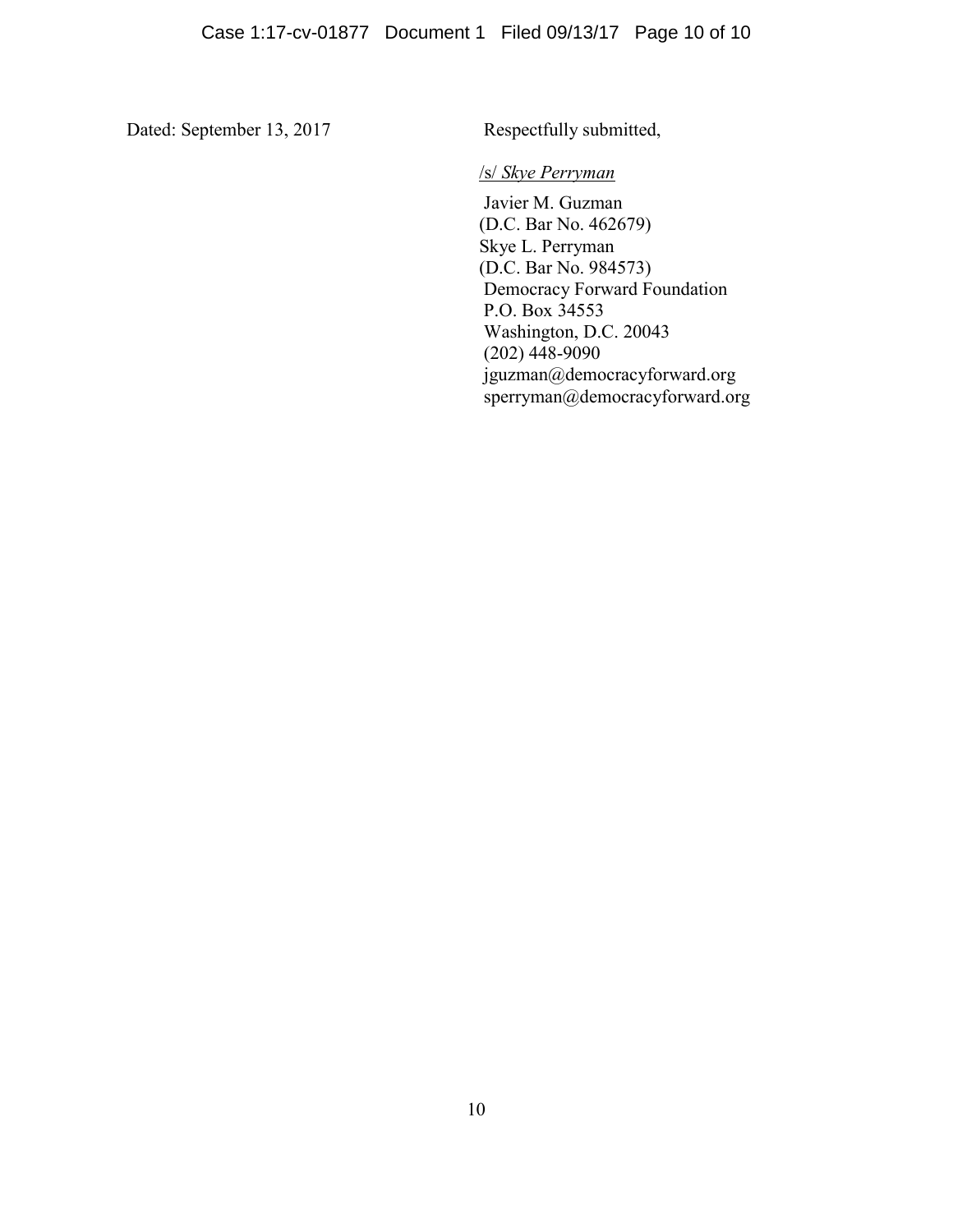Dated: September 13, 2017

Respectfully submitted,

/s/ *Skye Perryman*

Javier M. Guzman
(D.C. Bar No. 462679)
Skye L. Perryman
(D.C. Bar No. 984573)
Democracy Forward Foundation
P.O. Box 34553
Washington, D.C. 20043
(202) 448-9090
jguzman@democracyforward.org
sperryman@democracyforward.org